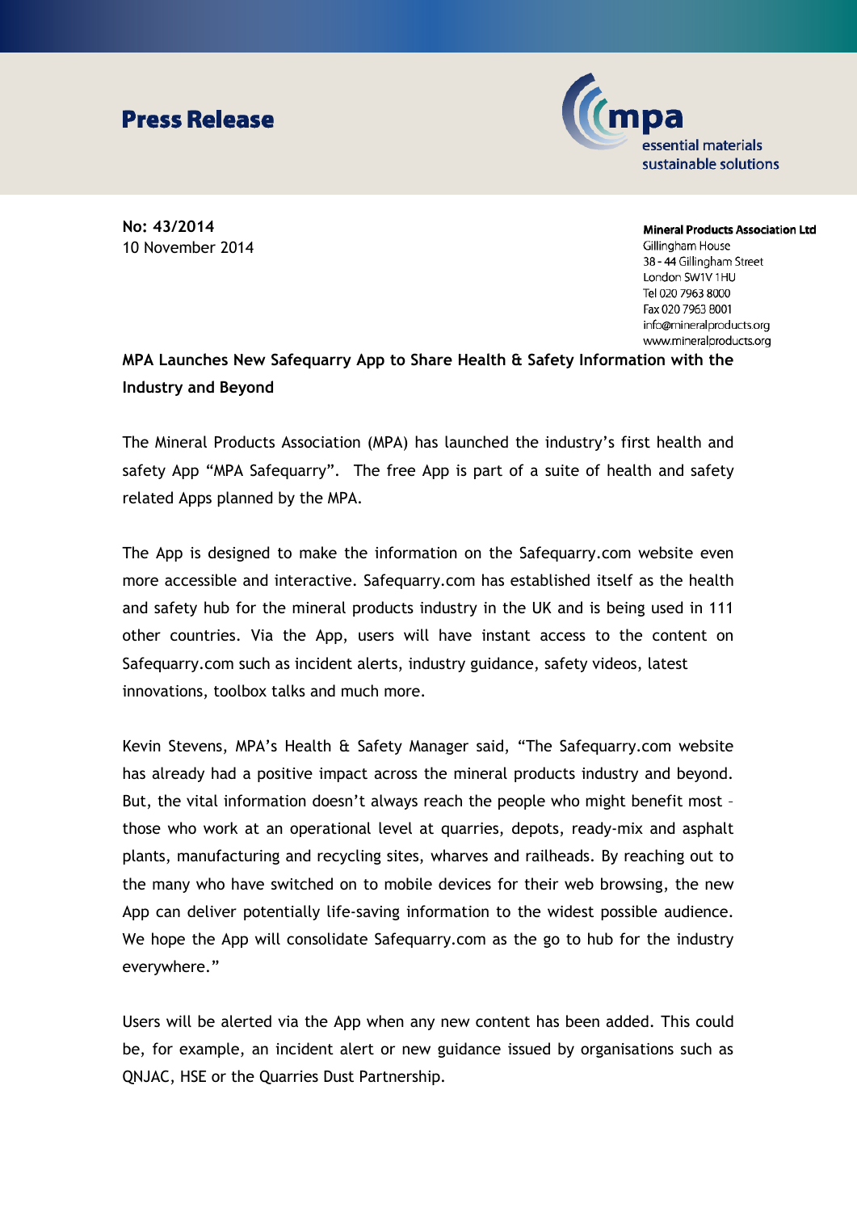# Press Release

mpa
essential materials
sustainable solutions

**No: 43/2014**
10 November 2014

**Mineral Products Association Ltd**
Gillingham House
38 - 44 Gillingham Street
London SW1V 1HU
Tel 020 7963 8000
Fax 020 7963 8001
info@mineralproducts.org
www.mineralproducts.org

**MPA Launches New Safequarry App to Share Health & Safety Information with the Industry and Beyond**

The Mineral Products Association (MPA) has launched the industry's first health and safety App "MPA Safequarry". The free App is part of a suite of health and safety related Apps planned by the MPA.

The App is designed to make the information on the Safequarry.com website even more accessible and interactive. Safequarry.com has established itself as the health and safety hub for the mineral products industry in the UK and is being used in 111 other countries. Via the App, users will have instant access to the content on Safequarry.com such as incident alerts, industry guidance, safety videos, latest innovations, toolbox talks and much more.

Kevin Stevens, MPA's Health & Safety Manager said, "The Safequarry.com website has already had a positive impact across the mineral products industry and beyond. But, the vital information doesn't always reach the people who might benefit most – those who work at an operational level at quarries, depots, ready-mix and asphalt plants, manufacturing and recycling sites, wharves and railheads. By reaching out to the many who have switched on to mobile devices for their web browsing, the new App can deliver potentially life-saving information to the widest possible audience. We hope the App will consolidate Safequarry.com as the go to hub for the industry everywhere."

Users will be alerted via the App when any new content has been added. This could be, for example, an incident alert or new guidance issued by organisations such as QNJAC, HSE or the Quarries Dust Partnership.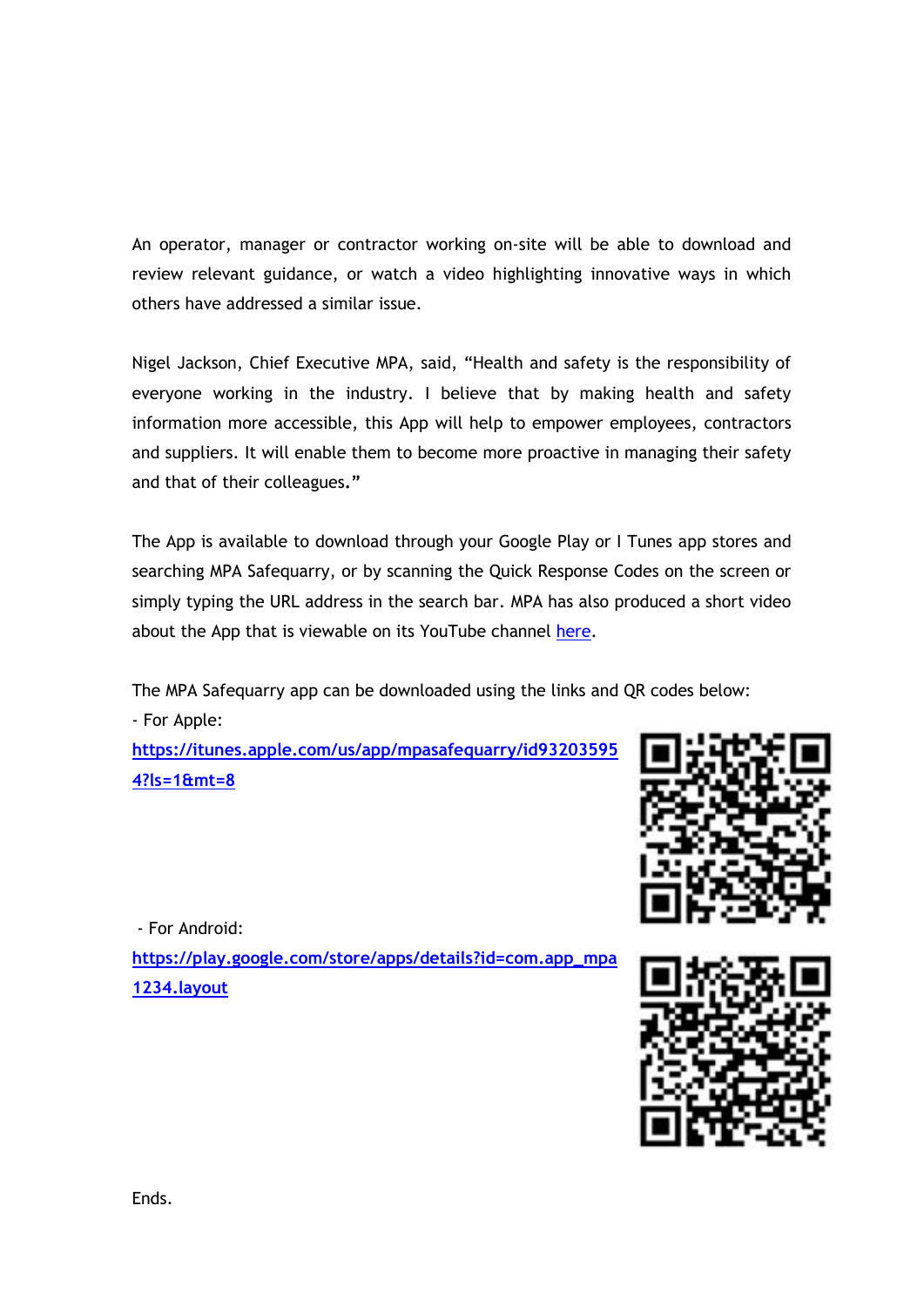An operator, manager or contractor working on-site will be able to download and review relevant guidance, or watch a video highlighting innovative ways in which others have addressed a similar issue.

Nigel Jackson, Chief Executive MPA, said, "Health and safety is the responsibility of everyone working in the industry. I believe that by making health and safety information more accessible, this App will help to empower employees, contractors and suppliers. It will enable them to become more proactive in managing their safety and that of their colleagues."

The App is available to download through your Google Play or I Tunes app stores and searching MPA Safequarry, or by scanning the Quick Response Codes on the screen or simply typing the URL address in the search bar. MPA has also produced a short video about the App that is viewable on its YouTube channel here.

The MPA Safequarry app can be downloaded using the links and QR codes below:

- For Apple:

https://itunes.apple.com/us/app/mpasafequarry/id932035954?ls=1&mt=8

- For Android:

https://play.google.com/store/apps/details?id=com.app_mpa1234.layout

Ends.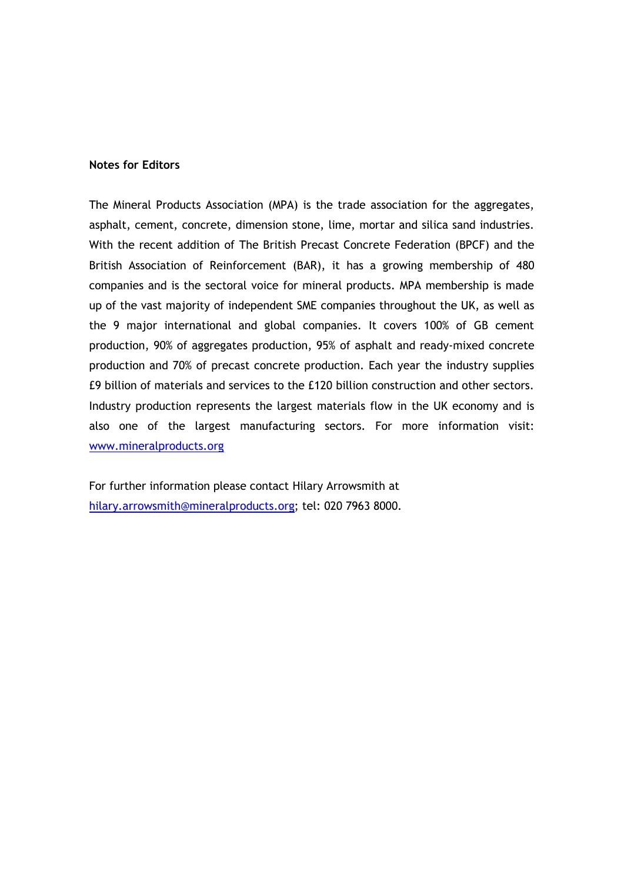**Notes for Editors**

The Mineral Products Association (MPA) is the trade association for the aggregates, asphalt, cement, concrete, dimension stone, lime, mortar and silica sand industries. With the recent addition of The British Precast Concrete Federation (BPCF) and the British Association of Reinforcement (BAR), it has a growing membership of 480 companies and is the sectoral voice for mineral products. MPA membership is made up of the vast majority of independent SME companies throughout the UK, as well as the 9 major international and global companies. It covers 100% of GB cement production, 90% of aggregates production, 95% of asphalt and ready-mixed concrete production and 70% of precast concrete production. Each year the industry supplies £9 billion of materials and services to the £120 billion construction and other sectors. Industry production represents the largest materials flow in the UK economy and is also one of the largest manufacturing sectors. For more information visit: [www.mineralproducts.org](http://www.mineralproducts.org)

For further information please contact Hilary Arrowsmith at [hilary.arrowsmith@mineralproducts.org](mailto:hilary.arrowsmith@mineralproducts.org); tel: 020 7963 8000.